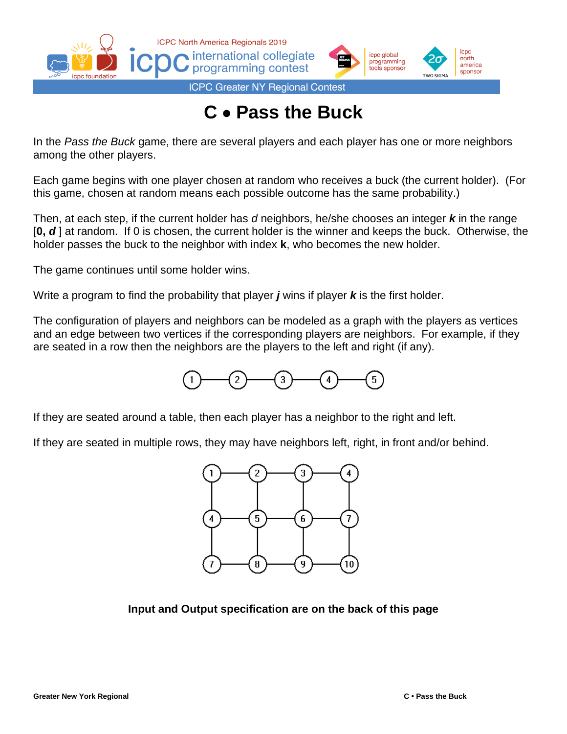# C • Pass the Buck

In the *Pass the Buck* game, there are several players and each player has one or more neighbors among the other players.

Each game begins with one player chosen at random who receives a buck (the current holder). (For this game, chosen at random means each possible outcome has the same probability.)

Then, at each step, if the current holder has *d* neighbors, he/she chooses an integer ***k*** in the range **[0, *d*** ] at random. If 0 is chosen, the current holder is the winner and keeps the buck. Otherwise, the holder passes the buck to the neighbor with index **k**, who becomes the new holder.

The game continues until some holder wins.

Write a program to find the probability that player ***j*** wins if player ***k*** is the first holder.

The configuration of players and neighbors can be modeled as a graph with the players as vertices and an edge between two vertices if the corresponding players are neighbors. For example, if they are seated in a row then the neighbors are the players to the left and right (if any).

If they are seated around a table, then each player has a neighbor to the right and left.

If they are seated in multiple rows, they may have neighbors left, right, in front and/or behind.

**Input and Output specification are on the back of this page**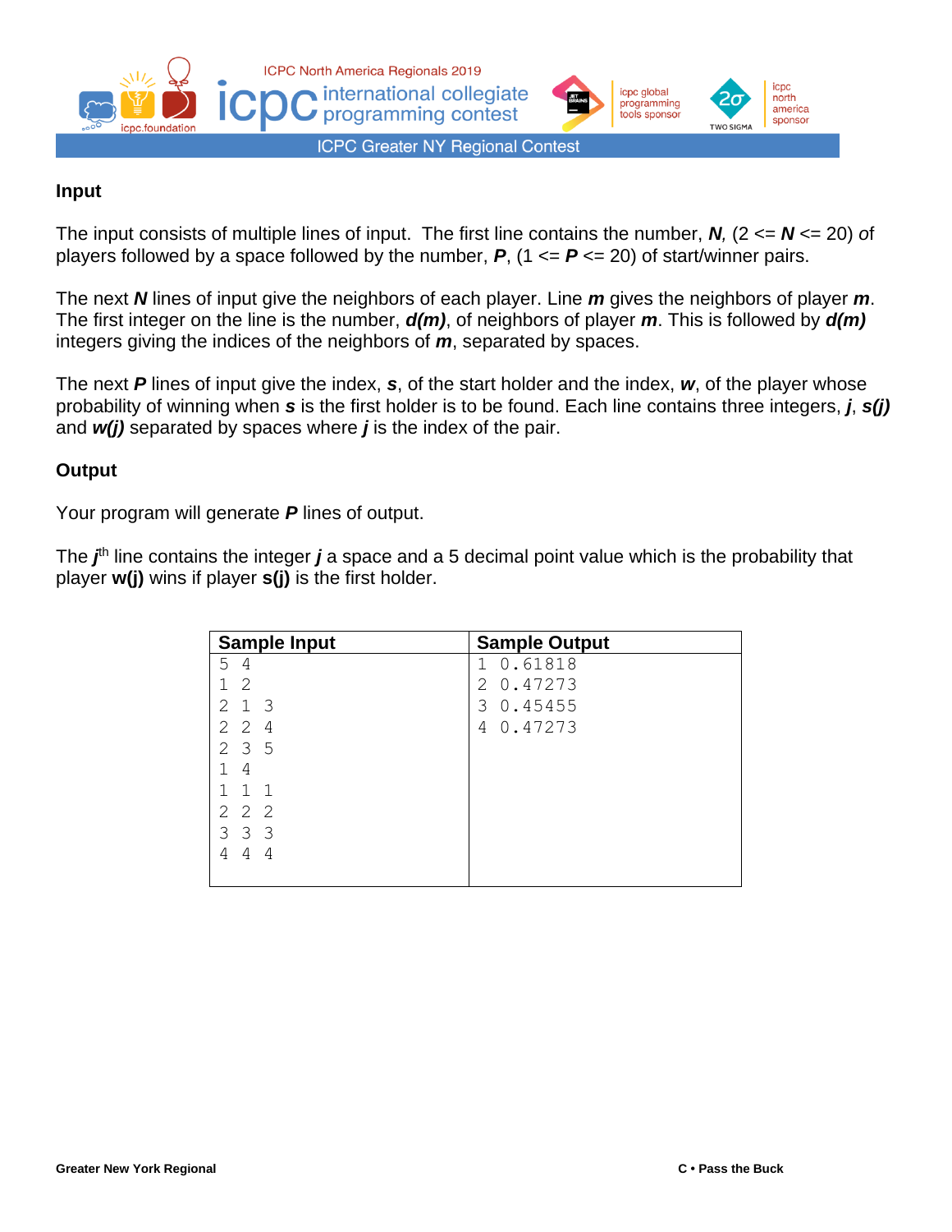## Input

The input consists of multiple lines of input. The first line contains the number, ***N***, (2 <= ***N*** <= 20) of players followed by a space followed by the number, ***P***, (1 <= ***P*** <= 20) of start/winner pairs.

The next ***N*** lines of input give the neighbors of each player. Line ***m*** gives the neighbors of player ***m***. The first integer on the line is the number, ***d(m)***, of neighbors of player ***m***. This is followed by ***d(m)*** integers giving the indices of the neighbors of ***m***, separated by spaces.

The next ***P*** lines of input give the index, ***s***, of the start holder and the index, ***w***, of the player whose probability of winning when ***s*** is the first holder is to be found. Each line contains three integers, ***j***, ***s(j)*** and ***w(j)*** separated by spaces where ***j*** is the index of the pair.

## Output

Your program will generate ***P*** lines of output.

The ***j***th line contains the integer ***j*** a space and a 5 decimal point value which is the probability that player **w(j)** wins if player **s(j)** is the first holder.

| Sample Input | Sample Output |
|---|---|
| 5 4<br>1 2<br>2 1 3<br>2 2 4<br>2 3 5<br>1 4<br>1 1 1<br>2 2 2<br>3 3 3<br>4 4 4 | 1 0.61818<br>2 0.47273<br>3 0.45455<br>4 0.47273 |